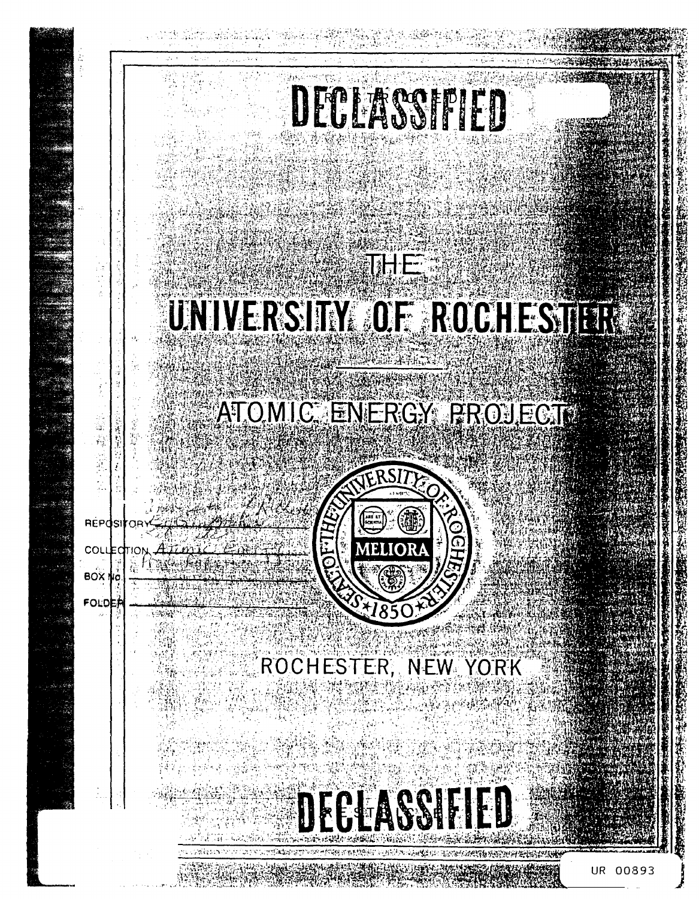# DECLASSIFIED

## THE

# UNIVERSITY OF ROCHESTER

## ATOMIC ENERGY PROJECT

REPOSITORY ____________

COLLECTION Atomic Energy ____________

BOX No. ____________

FOLDER ____________

MELIORA

SEAL OF THE UNIVERSITY OF ROCHESTER ★1850★

ROCHESTER, NEW YORK

# DECLASSIFIED

UR 00893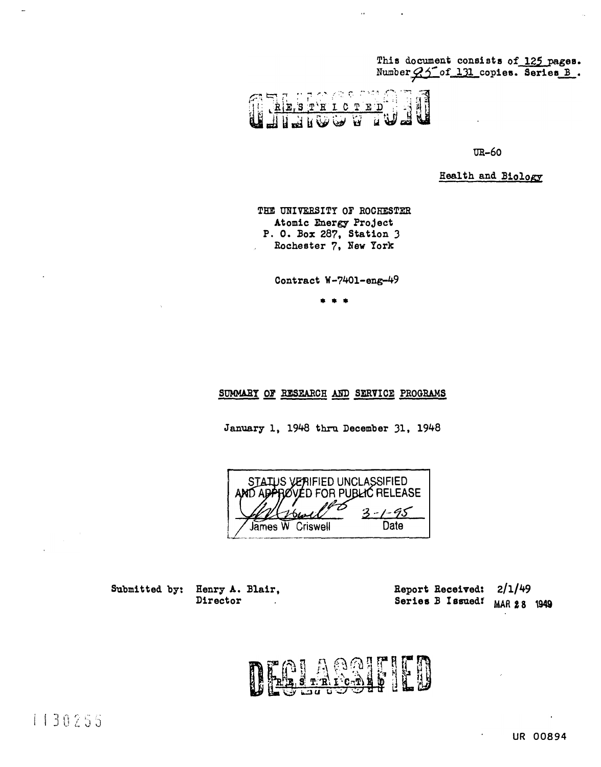This document consists of 125 pages.
Number 95 of 131 copies. Series B.

RESTRICTED

DECLASSIFIED

UR-60

Health and Biology

THE UNIVERSITY OF ROCHESTER
Atomic Energy Project
P. O. Box 287, Station 3
Rochester 7, New York

Contract W-7401-eng-49

\* \* \*

## SUMMARY OF RESEARCH AND SERVICE PROGRAMS

January 1, 1948 thru December 31, 1948

STATUS VERIFIED UNCLASSIFIED
AND APPROVED FOR PUBLIC RELEASE
James W Criswell 3-1-95
Date

Submitted by: Henry A. Blair,
Director

Report Received: 2/1/49
Series B Issued: MAR 28 1949

RESTRICTED

DECLASSIFIED

1130255

UR 00894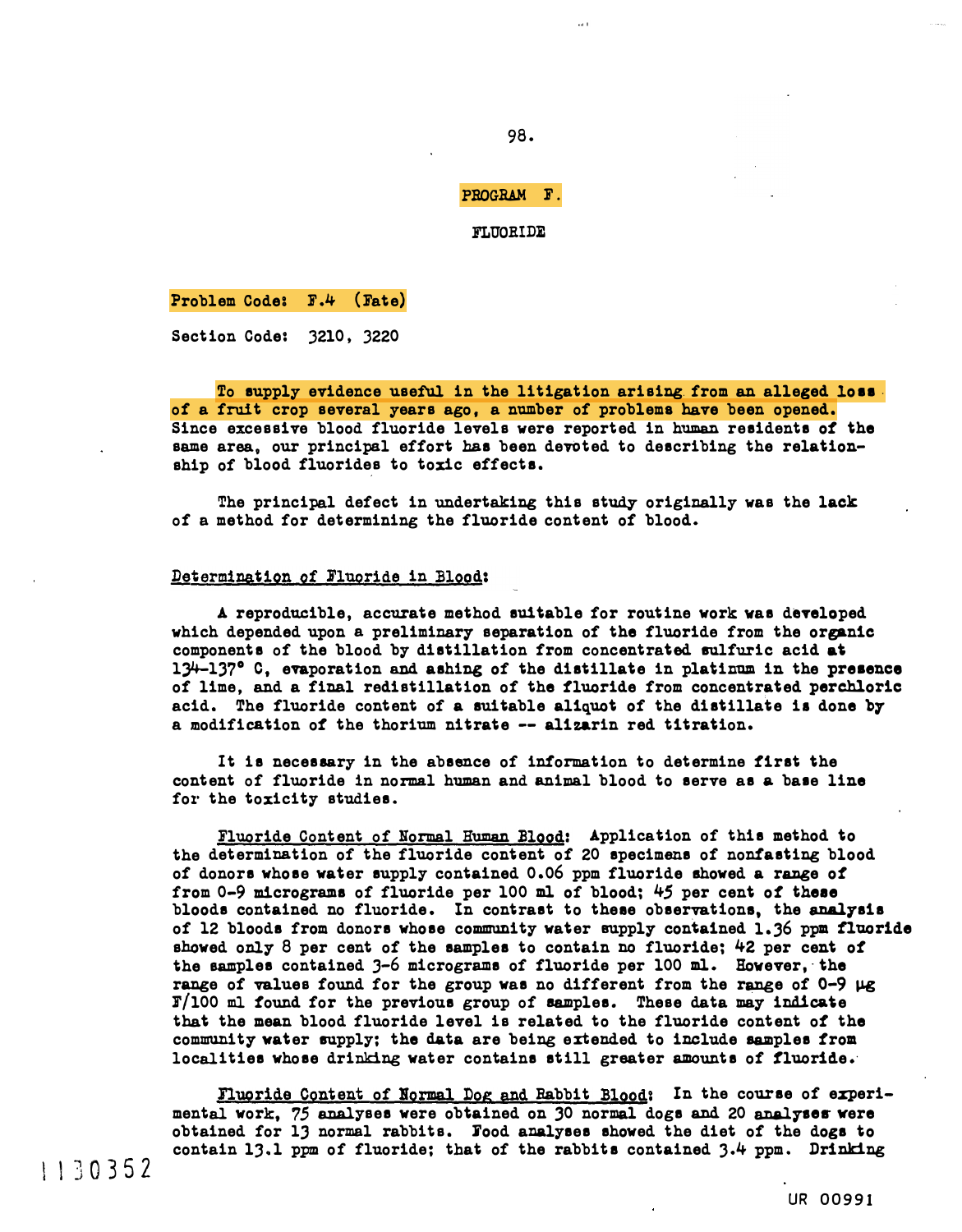## PROGRAM F.

### FLUORIDE

Problem Code: F.4 (Fate)

Section Code: 3210, 3220

To supply evidence useful in the litigation arising from an alleged loss of a fruit crop several years ago, a number of problems have been opened. Since excessive blood fluoride levels were reported in human residents of the same area, our principal effort has been devoted to describing the relationship of blood fluorides to toxic effects.

The principal defect in undertaking this study originally was the lack of a method for determining the fluoride content of blood.

Determination of Fluoride in Blood:

A reproducible, accurate method suitable for routine work was developed which depended upon a preliminary separation of the fluoride from the organic components of the blood by distillation from concentrated sulfuric acid at 134-137° C, evaporation and ashing of the distillate in platinum in the presence of lime, and a final redistillation of the fluoride from concentrated perchloric acid. The fluoride content of a suitable aliquot of the distillate is done by a modification of the thorium nitrate -- alizarin red titration.

It is necessary in the absence of information to determine first the content of fluoride in normal human and animal blood to serve as a base line for the toxicity studies.

Fluoride Content of Normal Human Blood: Application of this method to the determination of the fluoride content of 20 specimens of nonfasting blood of donors whose water supply contained 0.06 ppm fluoride showed a range of from 0-9 micrograms of fluoride per 100 ml of blood; 45 per cent of these bloods contained no fluoride. In contrast to these observations, the analysis of 12 bloods from donors whose community water supply contained 1.36 ppm fluoride showed only 8 per cent of the samples to contain no fluoride; 42 per cent of the samples contained 3-6 micrograms of fluoride per 100 ml. However, the range of values found for the group was no different from the range of 0-9 μg F/100 ml found for the previous group of samples. These data may indicate that the mean blood fluoride level is related to the fluoride content of the community water supply; the data are being extended to include samples from localities whose drinking water contains still greater amounts of fluoride.

Fluoride Content of Normal Dog and Rabbit Blood: In the course of experimental work, 75 analyses were obtained on 30 normal dogs and 20 analyses were obtained for 13 normal rabbits. Food analyses showed the diet of the dogs to contain 13.1 ppm of fluoride; that of the rabbits contained 3.4 ppm. Drinking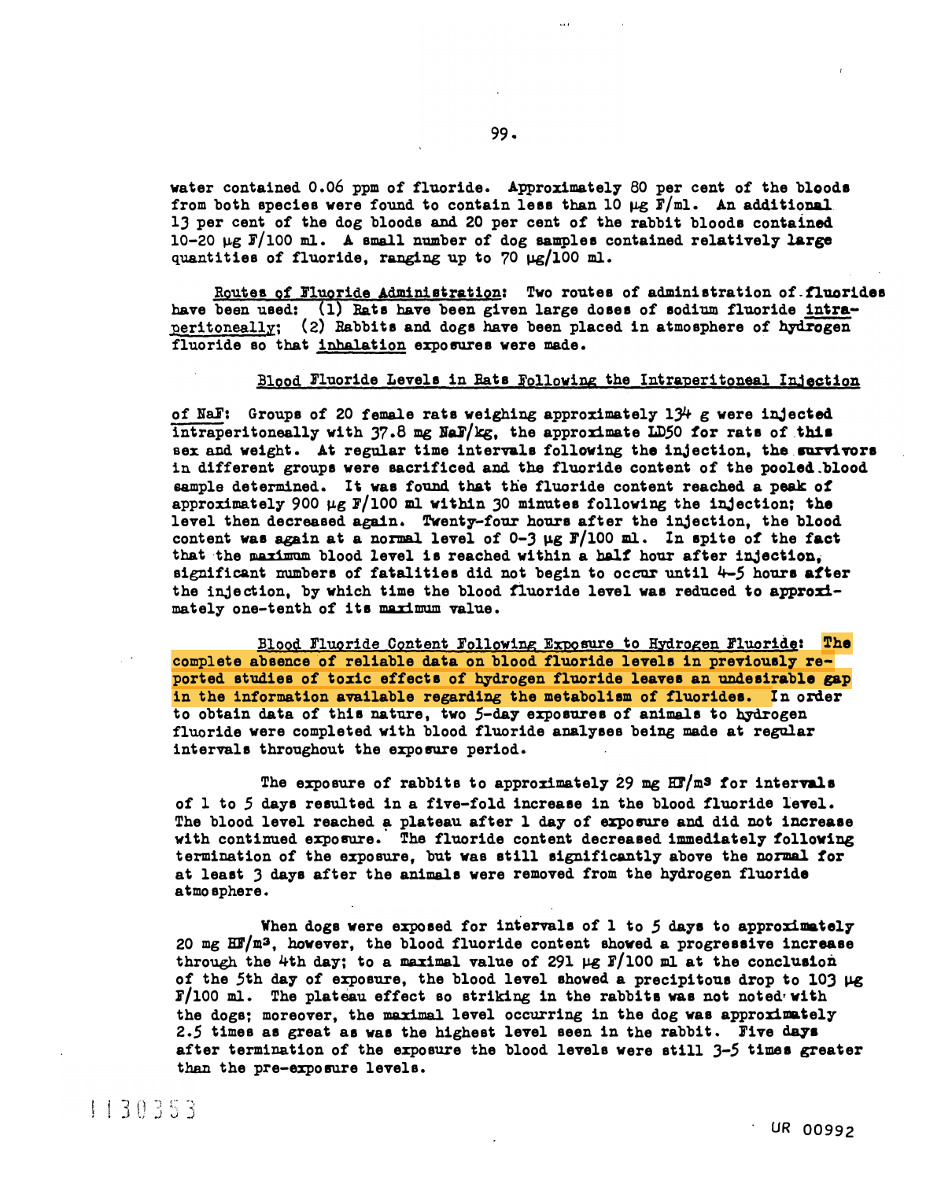water contained 0.06 ppm of fluoride. Approximately 80 per cent of the bloods from both species were found to contain less than 10 μg F/ml. An additional 13 per cent of the dog bloods and 20 per cent of the rabbit bloods contained 10-20 μg F/100 ml. A small number of dog samples contained relatively large quantities of fluoride, ranging up to 70 μg/100 ml.

Routes of Fluoride Administration: Two routes of administration of fluorides have been used: (1) Rats have been given large doses of sodium fluoride intraperitoneally; (2) Rabbits and dogs have been placed in atmosphere of hydrogen fluoride so that inhalation exposures were made.

Blood Fluoride Levels in Rats Following the Intraperitoneal Injection of NaF: Groups of 20 female rats weighing approximately 134 g were injected intraperitoneally with 37.8 mg NaF/kg, the approximate LD50 for rats of this sex and weight. At regular time intervals following the injection, the survivors in different groups were sacrificed and the fluoride content of the pooled blood sample determined. It was found that the fluoride content reached a peak of approximately 900 μg F/100 ml within 30 minutes following the injection; the level then decreased again. Twenty-four hours after the injection, the blood content was again at a normal level of 0-3 μg F/100 ml. In spite of the fact that the maximum blood level is reached within a half hour after injection, significant numbers of fatalities did not begin to occur until 4-5 hours after the injection, by which time the blood fluoride level was reduced to approximately one-tenth of its maximum value.

Blood Fluoride Content Following Exposure to Hydrogen Fluoride: The complete absence of reliable data on blood fluoride levels in previously reported studies of toxic effects of hydrogen fluoride leaves an undesirable gap in the information available regarding the metabolism of fluorides. In order to obtain data of this nature, two 5-day exposures of animals to hydrogen fluoride were completed with blood fluoride analyses being made at regular intervals throughout the exposure period.

The exposure of rabbits to approximately 29 mg HF/m$^3$ for intervals of 1 to 5 days resulted in a five-fold increase in the blood fluoride level. The blood level reached a plateau after 1 day of exposure and did not increase with continued exposure. The fluoride content decreased immediately following termination of the exposure, but was still significantly above the normal for at least 3 days after the animals were removed from the hydrogen fluoride atmosphere.

When dogs were exposed for intervals of 1 to 5 days to approximately 20 mg HF/m$^3$, however, the blood fluoride content showed a progressive increase through the 4th day; to a maximal value of 291 μg F/100 ml at the conclusion of the 5th day of exposure, the blood level showed a precipitous drop to 103 μg F/100 ml. The plateau effect so striking in the rabbits was not noted with the dogs; moreover, the maximal level occurring in the dog was approximately 2.5 times as great as was the highest level seen in the rabbit. Five days after termination of the exposure the blood levels were still 3-5 times greater than the pre-exposure levels.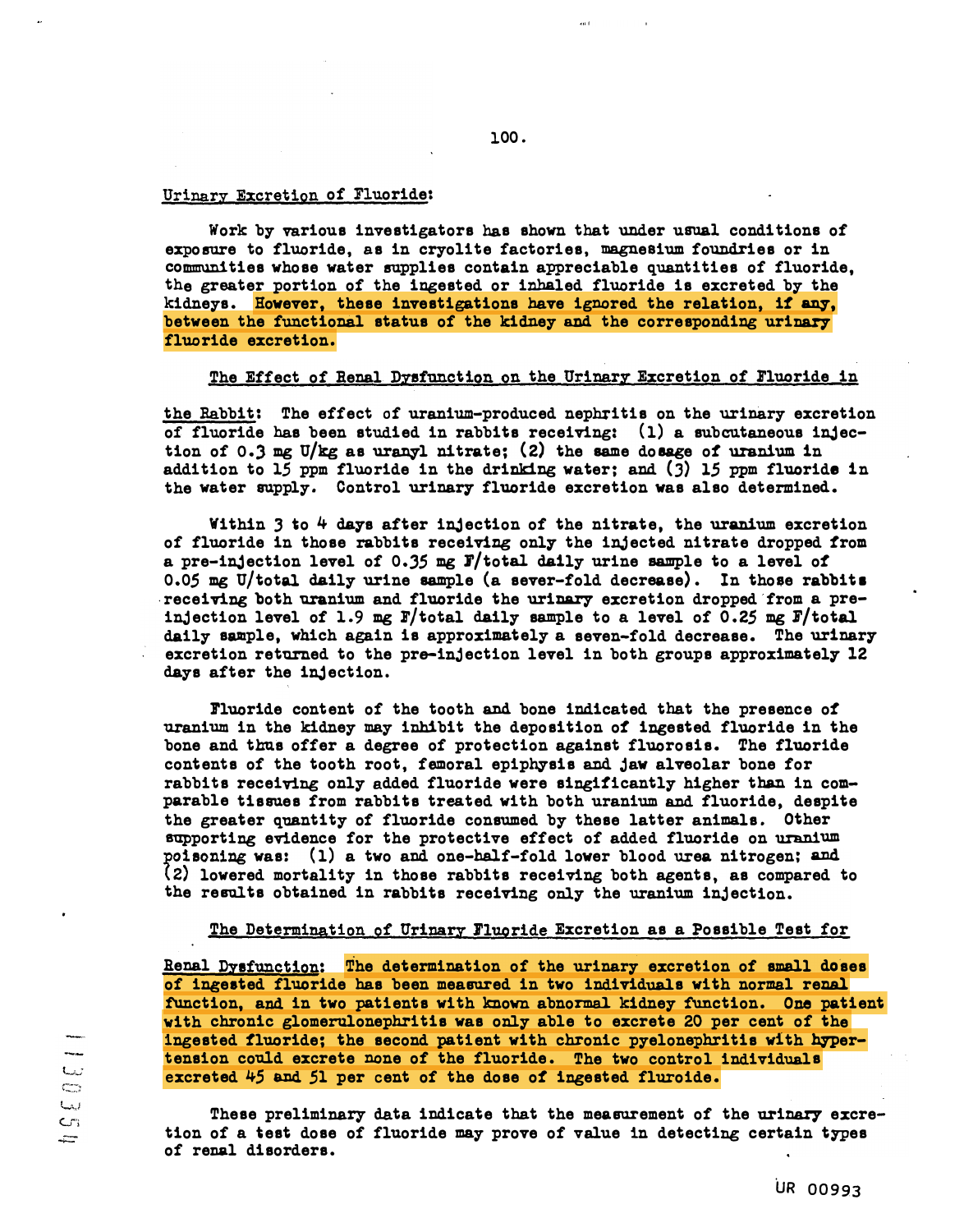Urinary Excretion of Fluoride:

Work by various investigators has shown that under usual conditions of exposure to fluoride, as in cryolite factories, magnesium foundries or in communities whose water supplies contain appreciable quantities of fluoride, the greater portion of the ingested or inhaled fluoride is excreted by the kidneys. However, these investigations have ignored the relation, if any, between the functional status of the kidney and the corresponding urinary fluoride excretion.

The Effect of Renal Dysfunction on the Urinary Excretion of Fluoride in the Rabbit: The effect of uranium-produced nephritis on the urinary excretion of fluoride has been studied in rabbits receiving: (1) a subcutaneous injection of 0.3 mg U/kg as uranyl nitrate; (2) the same dosage of uranium in addition to 15 ppm fluoride in the drinking water; and (3) 15 ppm fluoride in the water supply. Control urinary fluoride excretion was also determined.

Within 3 to 4 days after injection of the nitrate, the uranium excretion of fluoride in those rabbits receiving only the injected nitrate dropped from a pre-injection level of 0.35 mg F/total daily urine sample to a level of 0.05 mg U/total daily urine sample (a sever-fold decrease). In those rabbits receiving both uranium and fluoride the urinary excretion dropped from a pre-injection level of 1.9 mg F/total daily sample to a level of 0.25 mg F/total daily sample, which again is approximately a seven-fold decrease. The urinary excretion returned to the pre-injection level in both groups approximately 12 days after the injection.

Fluoride content of the tooth and bone indicated that the presence of uranium in the kidney may inhibit the deposition of ingested fluoride in the bone and thus offer a degree of protection against fluorosis. The fluoride contents of the tooth root, femoral epiphysis and jaw alveolar bone for rabbits receiving only added fluoride were singificantly higher than in comparable tissues from rabbits treated with both uranium and fluoride, despite the greater quantity of fluoride consumed by these latter animals. Other supporting evidence for the protective effect of added fluoride on uranium poisoning was: (1) a two and one-half-fold lower blood urea nitrogen; and (2) lowered mortality in those rabbits receiving both agents, as compared to the results obtained in rabbits receiving only the uranium injection.

The Determination of Urinary Fluoride Excretion as a Possible Test for Renal Dysfunction: The determination of the urinary excretion of small doses of ingested fluoride has been measured in two individuals with normal renal function, and in two patients with known abnormal kidney function. One patient with chronic glomerulonephritis was only able to excrete 20 per cent of the ingested fluoride; the second patient with chronic pyelonephritis with hypertension could excrete none of the fluoride. The two control individuals excreted 45 and 51 per cent of the dose of ingested fluroide.

These preliminary data indicate that the measurement of the urinary excretion of a test dose of fluoride may prove of value in detecting certain types of renal disorders.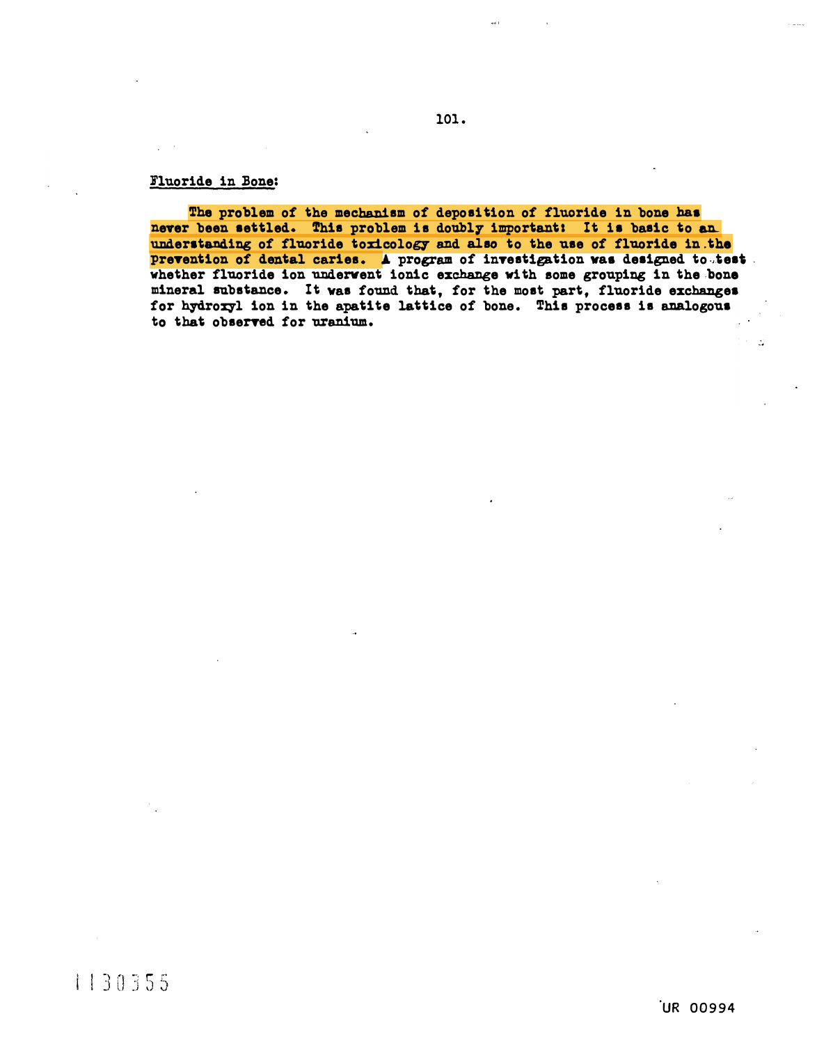Fluoride in Bone:

The problem of the mechanism of deposition of fluoride in bone has never been settled. This problem is doubly important: It is basic to an understanding of fluoride toxicology and also to the use of fluoride in the prevention of dental caries. A program of investigation was designed to test whether fluoride ion underwent ionic exchange with some grouping in the bone mineral substance. It was found that, for the most part, fluoride exchanges for hydroxyl ion in the apatite lattice of bone. This process is analogous to that observed for uranium.

1130355

UR 00994